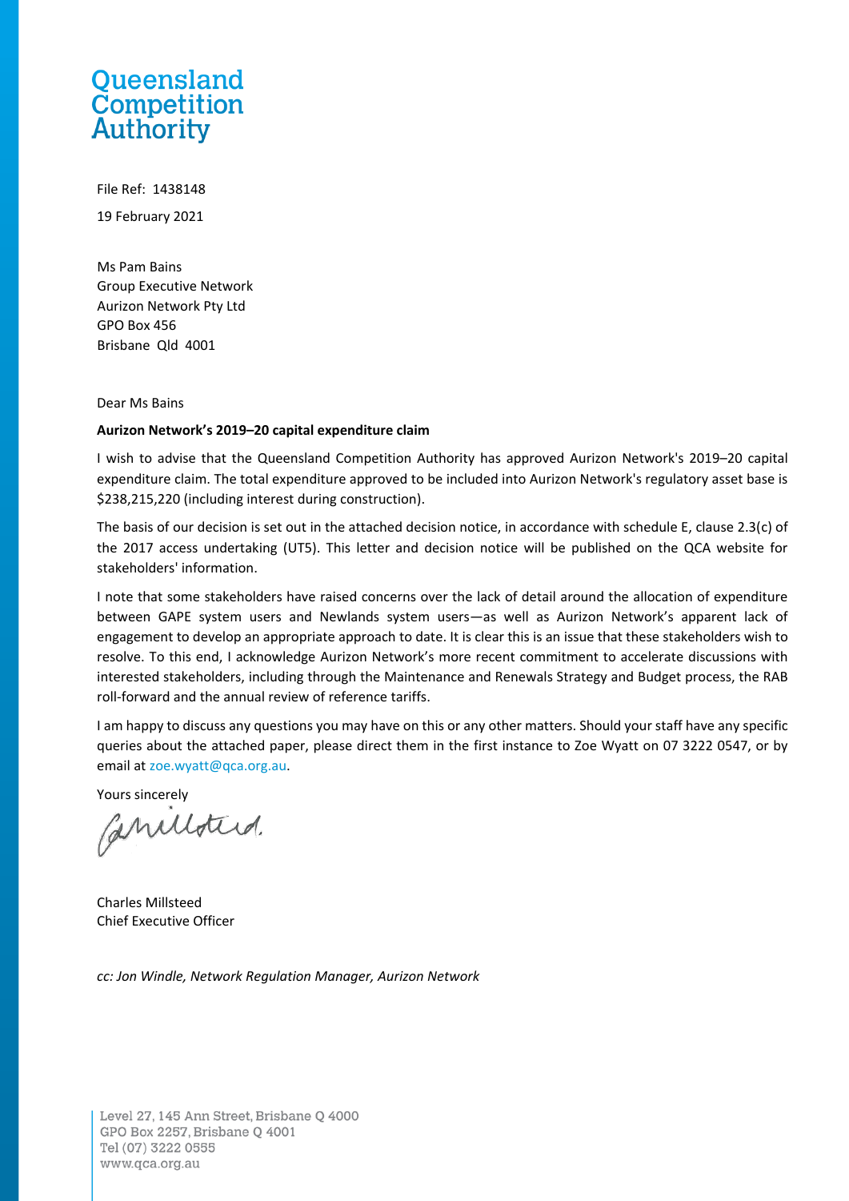Queensland Competition Authority

File Ref: 1438148

19 February 2021

Ms Pam Bains
Group Executive Network
Aurizon Network Pty Ltd
GPO Box 456
Brisbane Qld 4001

Dear Ms Bains

**Aurizon Network's 2019–20 capital expenditure claim**

I wish to advise that the Queensland Competition Authority has approved Aurizon Network's 2019–20 capital expenditure claim. The total expenditure approved to be included into Aurizon Network's regulatory asset base is $238,215,220 (including interest during construction).

The basis of our decision is set out in the attached decision notice, in accordance with schedule E, clause 2.3(c) of the 2017 access undertaking (UT5). This letter and decision notice will be published on the QCA website for stakeholders' information.

I note that some stakeholders have raised concerns over the lack of detail around the allocation of expenditure between GAPE system users and Newlands system users—as well as Aurizon Network's apparent lack of engagement to develop an appropriate approach to date. It is clear this is an issue that these stakeholders wish to resolve. To this end, I acknowledge Aurizon Network's more recent commitment to accelerate discussions with interested stakeholders, including through the Maintenance and Renewals Strategy and Budget process, the RAB roll-forward and the annual review of reference tariffs.

I am happy to discuss any questions you may have on this or any other matters. Should your staff have any specific queries about the attached paper, please direct them in the first instance to Zoe Wyatt on 07 3222 0547, or by email at zoe.wyatt@qca.org.au.

Yours sincerely

Charles Millsteed
Chief Executive Officer

*cc: Jon Windle, Network Regulation Manager, Aurizon Network*

Level 27, 145 Ann Street, Brisbane Q 4000
GPO Box 2257, Brisbane Q 4001
Tel (07) 3222 0555
www.qca.org.au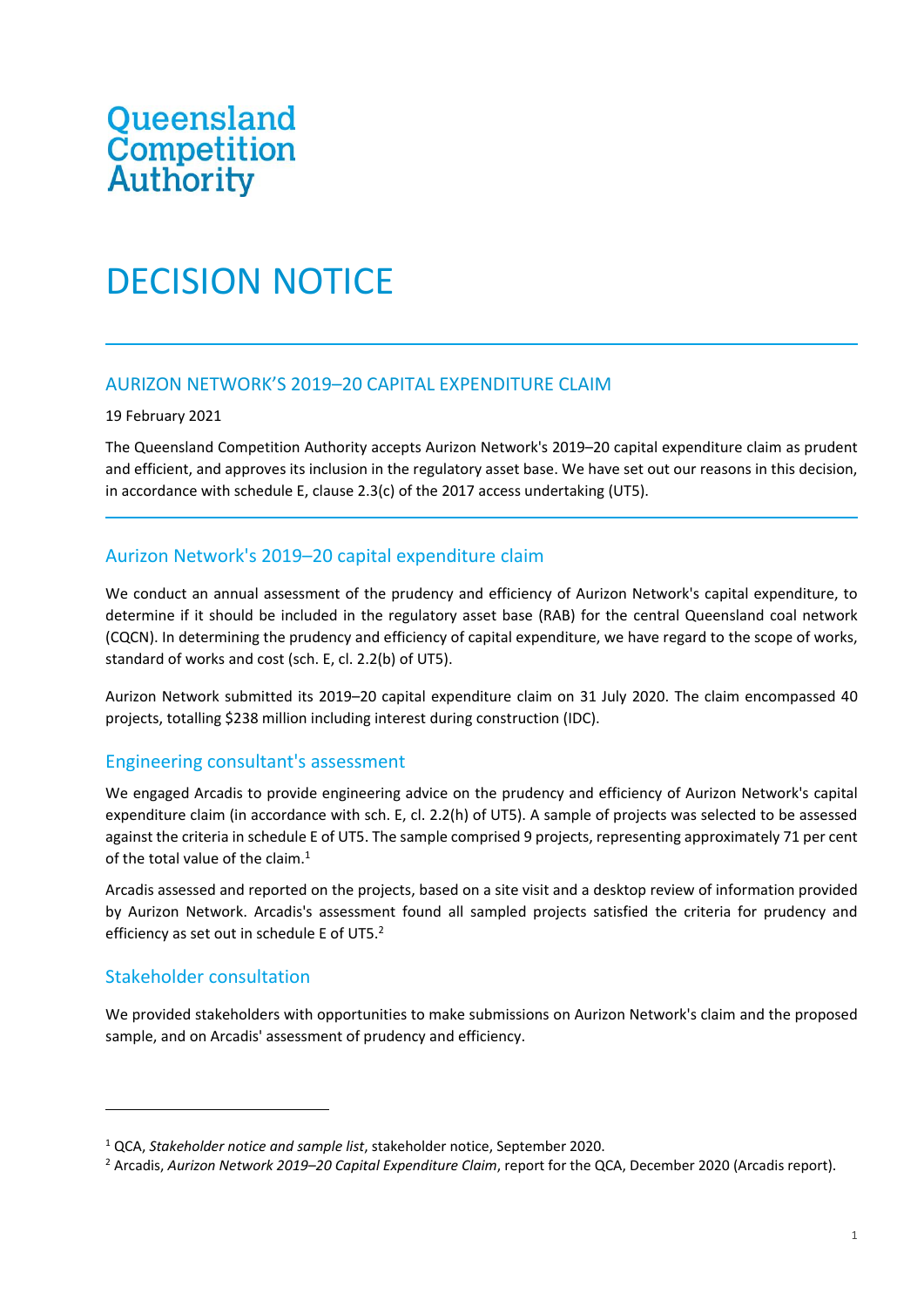Queensland Competition Authority

# DECISION NOTICE

## AURIZON NETWORK'S 2019–20 CAPITAL EXPENDITURE CLAIM

19 February 2021

The Queensland Competition Authority accepts Aurizon Network's 2019–20 capital expenditure claim as prudent and efficient, and approves its inclusion in the regulatory asset base. We have set out our reasons in this decision, in accordance with schedule E, clause 2.3(c) of the 2017 access undertaking (UT5).

## Aurizon Network's 2019–20 capital expenditure claim

We conduct an annual assessment of the prudency and efficiency of Aurizon Network's capital expenditure, to determine if it should be included in the regulatory asset base (RAB) for the central Queensland coal network (CQCN). In determining the prudency and efficiency of capital expenditure, we have regard to the scope of works, standard of works and cost (sch. E, cl. 2.2(b) of UT5).

Aurizon Network submitted its 2019–20 capital expenditure claim on 31 July 2020. The claim encompassed 40 projects, totalling $238 million including interest during construction (IDC).

### Engineering consultant's assessment

We engaged Arcadis to provide engineering advice on the prudency and efficiency of Aurizon Network's capital expenditure claim (in accordance with sch. E, cl. 2.2(h) of UT5). A sample of projects was selected to be assessed against the criteria in schedule E of UT5. The sample comprised 9 projects, representing approximately 71 per cent of the total value of the claim.[1]

Arcadis assessed and reported on the projects, based on a site visit and a desktop review of information provided by Aurizon Network. Arcadis's assessment found all sampled projects satisfied the criteria for prudency and efficiency as set out in schedule E of UT5.[2]

### Stakeholder consultation

We provided stakeholders with opportunities to make submissions on Aurizon Network's claim and the proposed sample, and on Arcadis' assessment of prudency and efficiency.

---

[1] QCA, *Stakeholder notice and sample list*, stakeholder notice, September 2020.

[2] Arcadis, *Aurizon Network 2019–20 Capital Expenditure Claim*, report for the QCA, December 2020 (Arcadis report).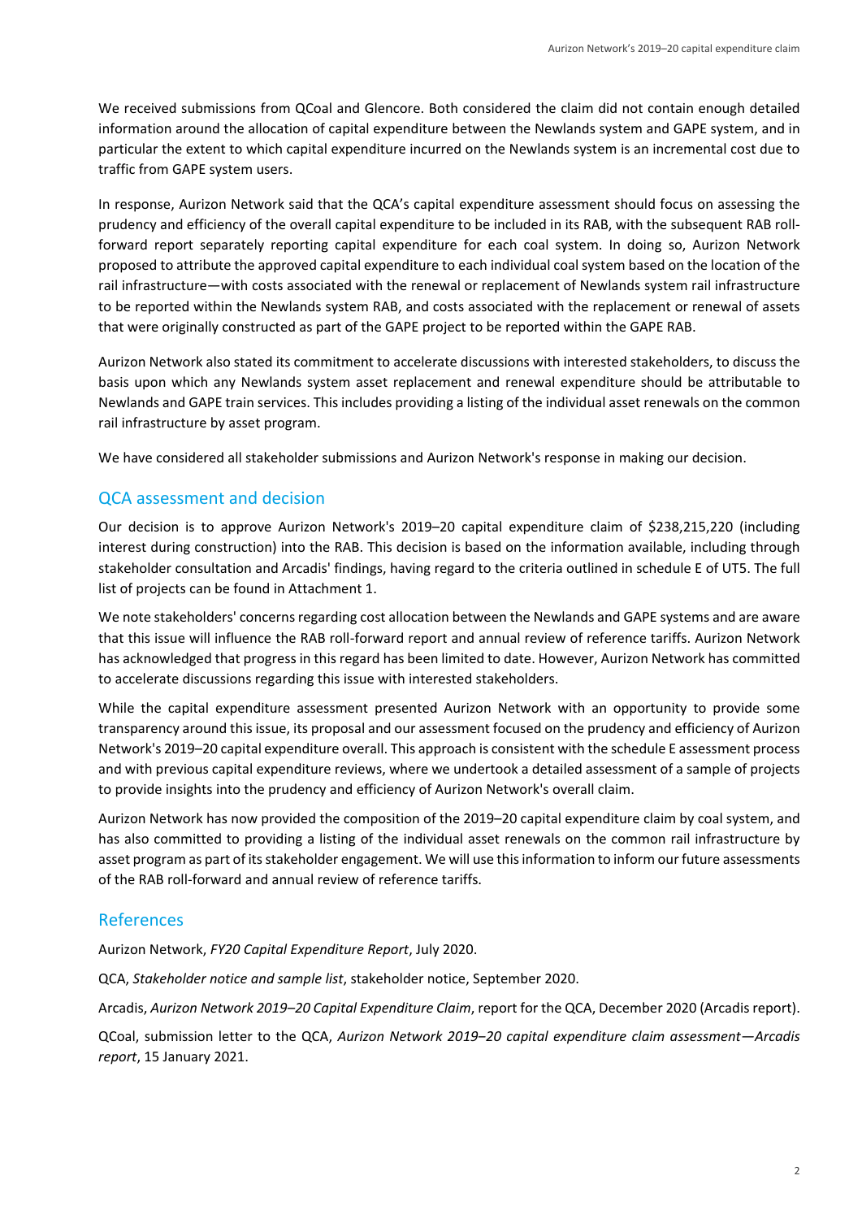We received submissions from QCoal and Glencore. Both considered the claim did not contain enough detailed information around the allocation of capital expenditure between the Newlands system and GAPE system, and in particular the extent to which capital expenditure incurred on the Newlands system is an incremental cost due to traffic from GAPE system users.

In response, Aurizon Network said that the QCA's capital expenditure assessment should focus on assessing the prudency and efficiency of the overall capital expenditure to be included in its RAB, with the subsequent RAB roll-forward report separately reporting capital expenditure for each coal system. In doing so, Aurizon Network proposed to attribute the approved capital expenditure to each individual coal system based on the location of the rail infrastructure—with costs associated with the renewal or replacement of Newlands system rail infrastructure to be reported within the Newlands system RAB, and costs associated with the replacement or renewal of assets that were originally constructed as part of the GAPE project to be reported within the GAPE RAB.

Aurizon Network also stated its commitment to accelerate discussions with interested stakeholders, to discuss the basis upon which any Newlands system asset replacement and renewal expenditure should be attributable to Newlands and GAPE train services. This includes providing a listing of the individual asset renewals on the common rail infrastructure by asset program.

We have considered all stakeholder submissions and Aurizon Network's response in making our decision.

## QCA assessment and decision

Our decision is to approve Aurizon Network's 2019–20 capital expenditure claim of $238,215,220 (including interest during construction) into the RAB. This decision is based on the information available, including through stakeholder consultation and Arcadis' findings, having regard to the criteria outlined in schedule E of UT5. The full list of projects can be found in Attachment 1.

We note stakeholders' concerns regarding cost allocation between the Newlands and GAPE systems and are aware that this issue will influence the RAB roll-forward report and annual review of reference tariffs. Aurizon Network has acknowledged that progress in this regard has been limited to date. However, Aurizon Network has committed to accelerate discussions regarding this issue with interested stakeholders.

While the capital expenditure assessment presented Aurizon Network with an opportunity to provide some transparency around this issue, its proposal and our assessment focused on the prudency and efficiency of Aurizon Network's 2019–20 capital expenditure overall. This approach is consistent with the schedule E assessment process and with previous capital expenditure reviews, where we undertook a detailed assessment of a sample of projects to provide insights into the prudency and efficiency of Aurizon Network's overall claim.

Aurizon Network has now provided the composition of the 2019–20 capital expenditure claim by coal system, and has also committed to providing a listing of the individual asset renewals on the common rail infrastructure by asset program as part of its stakeholder engagement. We will use this information to inform our future assessments of the RAB roll-forward and annual review of reference tariffs.

## References

Aurizon Network, *FY20 Capital Expenditure Report*, July 2020.

QCA, *Stakeholder notice and sample list*, stakeholder notice, September 2020.

Arcadis, *Aurizon Network 2019–20 Capital Expenditure Claim*, report for the QCA, December 2020 (Arcadis report).

QCoal, submission letter to the QCA, *Aurizon Network 2019–20 capital expenditure claim assessment—Arcadis report*, 15 January 2021.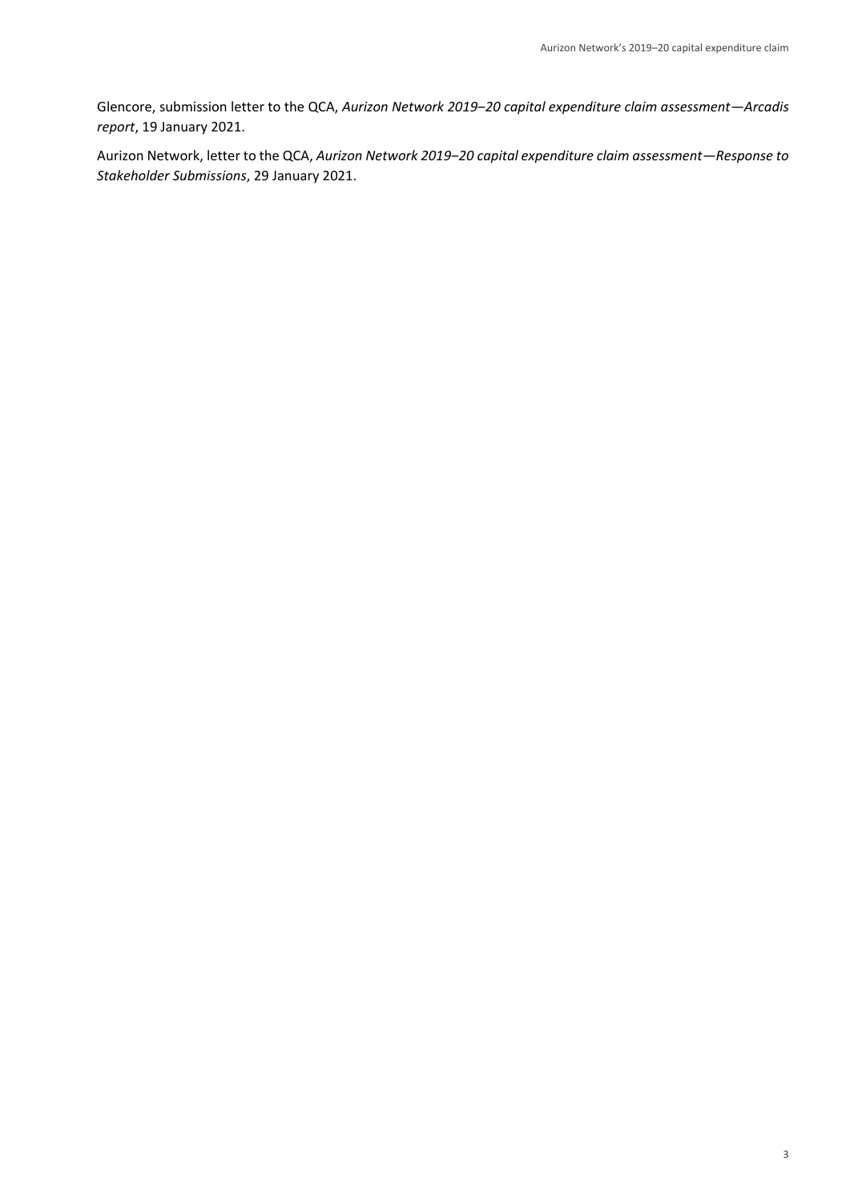Glencore, submission letter to the QCA, *Aurizon Network 2019–20 capital expenditure claim assessment—Arcadis report*, 19 January 2021.

Aurizon Network, letter to the QCA, *Aurizon Network 2019–20 capital expenditure claim assessment—Response to Stakeholder Submissions*, 29 January 2021.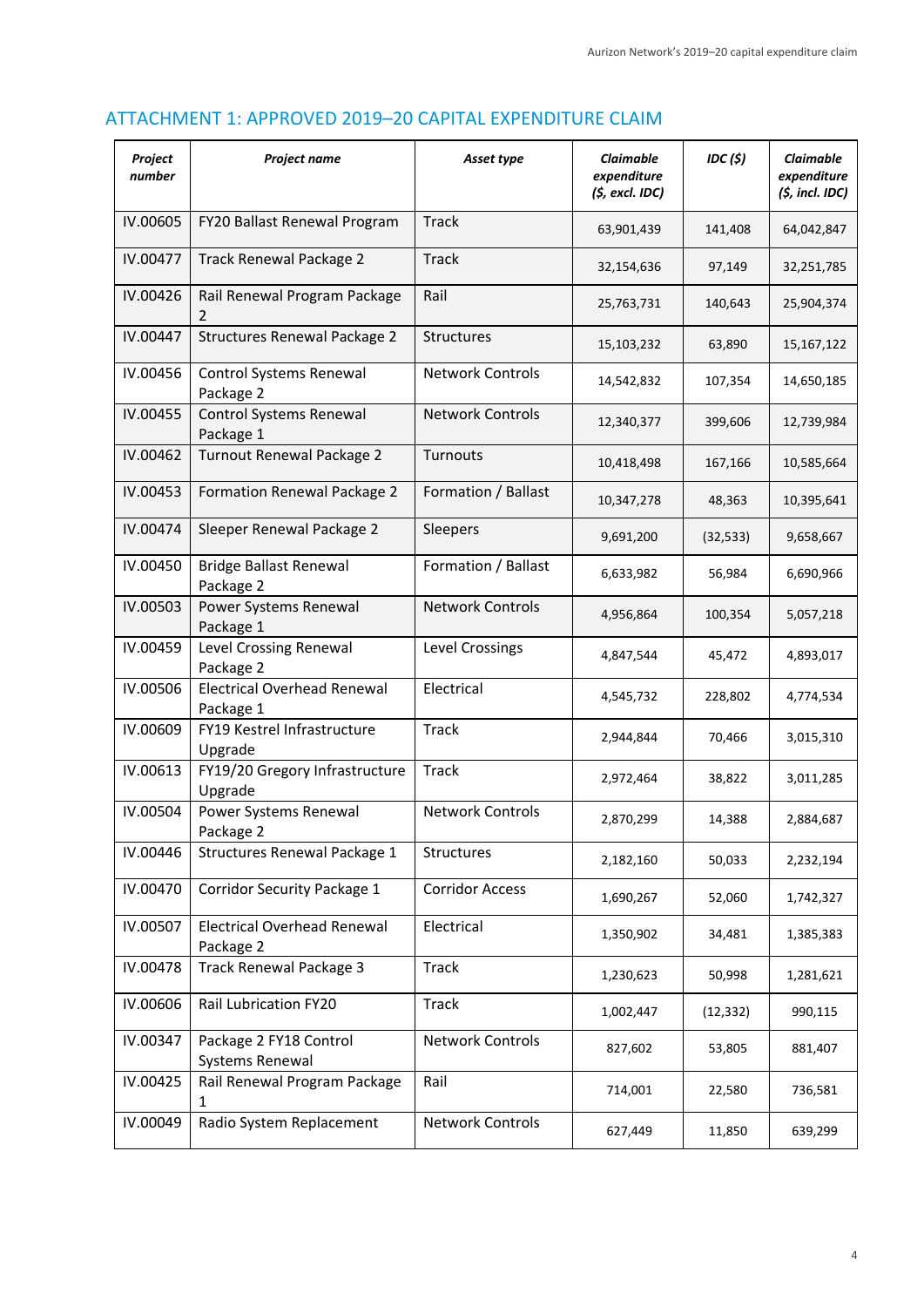## ATTACHMENT 1: APPROVED 2019–20 CAPITAL EXPENDITURE CLAIM

| *Project number* | *Project name* | *Asset type* | *Claimable expenditure ($, excl. IDC)* | *IDC ($)* | *Claimable expenditure ($, incl. IDC)* |
|---|---|---|---|---|---|
| IV.00605 | FY20 Ballast Renewal Program | Track | 63,901,439 | 141,408 | 64,042,847 |
| IV.00477 | Track Renewal Package 2 | Track | 32,154,636 | 97,149 | 32,251,785 |
| IV.00426 | Rail Renewal Program Package 2 | Rail | 25,763,731 | 140,643 | 25,904,374 |
| IV.00447 | Structures Renewal Package 2 | Structures | 15,103,232 | 63,890 | 15,167,122 |
| IV.00456 | Control Systems Renewal Package 2 | Network Controls | 14,542,832 | 107,354 | 14,650,185 |
| IV.00455 | Control Systems Renewal Package 1 | Network Controls | 12,340,377 | 399,606 | 12,739,984 |
| IV.00462 | Turnout Renewal Package 2 | Turnouts | 10,418,498 | 167,166 | 10,585,664 |
| IV.00453 | Formation Renewal Package 2 | Formation / Ballast | 10,347,278 | 48,363 | 10,395,641 |
| IV.00474 | Sleeper Renewal Package 2 | Sleepers | 9,691,200 | (32,533) | 9,658,667 |
| IV.00450 | Bridge Ballast Renewal Package 2 | Formation / Ballast | 6,633,982 | 56,984 | 6,690,966 |
| IV.00503 | Power Systems Renewal Package 1 | Network Controls | 4,956,864 | 100,354 | 5,057,218 |
| IV.00459 | Level Crossing Renewal Package 2 | Level Crossings | 4,847,544 | 45,472 | 4,893,017 |
| IV.00506 | Electrical Overhead Renewal Package 1 | Electrical | 4,545,732 | 228,802 | 4,774,534 |
| IV.00609 | FY19 Kestrel Infrastructure Upgrade | Track | 2,944,844 | 70,466 | 3,015,310 |
| IV.00613 | FY19/20 Gregory Infrastructure Upgrade | Track | 2,972,464 | 38,822 | 3,011,285 |
| IV.00504 | Power Systems Renewal Package 2 | Network Controls | 2,870,299 | 14,388 | 2,884,687 |
| IV.00446 | Structures Renewal Package 1 | Structures | 2,182,160 | 50,033 | 2,232,194 |
| IV.00470 | Corridor Security Package 1 | Corridor Access | 1,690,267 | 52,060 | 1,742,327 |
| IV.00507 | Electrical Overhead Renewal Package 2 | Electrical | 1,350,902 | 34,481 | 1,385,383 |
| IV.00478 | Track Renewal Package 3 | Track | 1,230,623 | 50,998 | 1,281,621 |
| IV.00606 | Rail Lubrication FY20 | Track | 1,002,447 | (12,332) | 990,115 |
| IV.00347 | Package 2 FY18 Control Systems Renewal | Network Controls | 827,602 | 53,805 | 881,407 |
| IV.00425 | Rail Renewal Program Package 1 | Rail | 714,001 | 22,580 | 736,581 |
| IV.00049 | Radio System Replacement | Network Controls | 627,449 | 11,850 | 639,299 |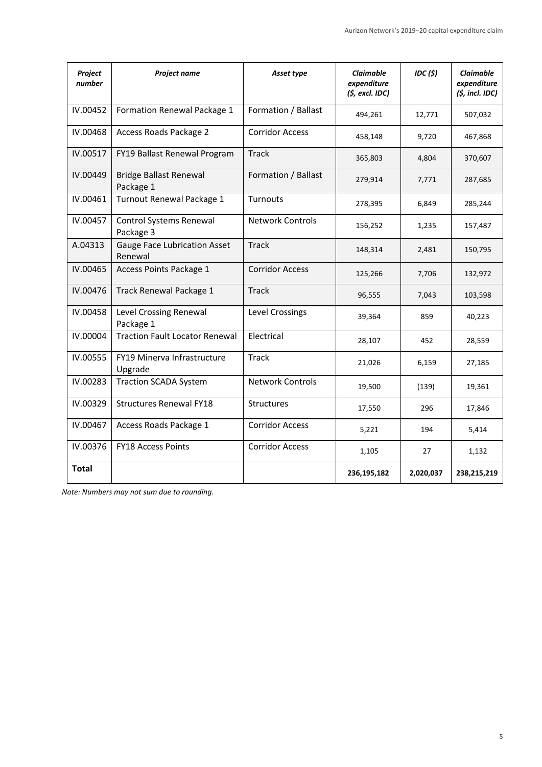| *Project number* | *Project name* | *Asset type* | *Claimable expenditure ($, excl. IDC)* | *IDC ($)* | *Claimable expenditure ($, incl. IDC)* |
|---|---|---|---|---|---|
| IV.00452 | Formation Renewal Package 1 | Formation / Ballast | 494,261 | 12,771 | 507,032 |
| IV.00468 | Access Roads Package 2 | Corridor Access | 458,148 | 9,720 | 467,868 |
| IV.00517 | FY19 Ballast Renewal Program | Track | 365,803 | 4,804 | 370,607 |
| IV.00449 | Bridge Ballast Renewal Package 1 | Formation / Ballast | 279,914 | 7,771 | 287,685 |
| IV.00461 | Turnout Renewal Package 1 | Turnouts | 278,395 | 6,849 | 285,244 |
| IV.00457 | Control Systems Renewal Package 3 | Network Controls | 156,252 | 1,235 | 157,487 |
| A.04313 | Gauge Face Lubrication Asset Renewal | Track | 148,314 | 2,481 | 150,795 |
| IV.00465 | Access Points Package 1 | Corridor Access | 125,266 | 7,706 | 132,972 |
| IV.00476 | Track Renewal Package 1 | Track | 96,555 | 7,043 | 103,598 |
| IV.00458 | Level Crossing Renewal Package 1 | Level Crossings | 39,364 | 859 | 40,223 |
| IV.00004 | Traction Fault Locator Renewal | Electrical | 28,107 | 452 | 28,559 |
| IV.00555 | FY19 Minerva Infrastructure Upgrade | Track | 21,026 | 6,159 | 27,185 |
| IV.00283 | Traction SCADA System | Network Controls | 19,500 | (139) | 19,361 |
| IV.00329 | Structures Renewal FY18 | Structures | 17,550 | 296 | 17,846 |
| IV.00467 | Access Roads Package 1 | Corridor Access | 5,221 | 194 | 5,414 |
| IV.00376 | FY18 Access Points | Corridor Access | 1,105 | 27 | 1,132 |
| **Total** | | | **236,195,182** | **2,020,037** | **238,215,219** |

*Note: Numbers may not sum due to rounding.*